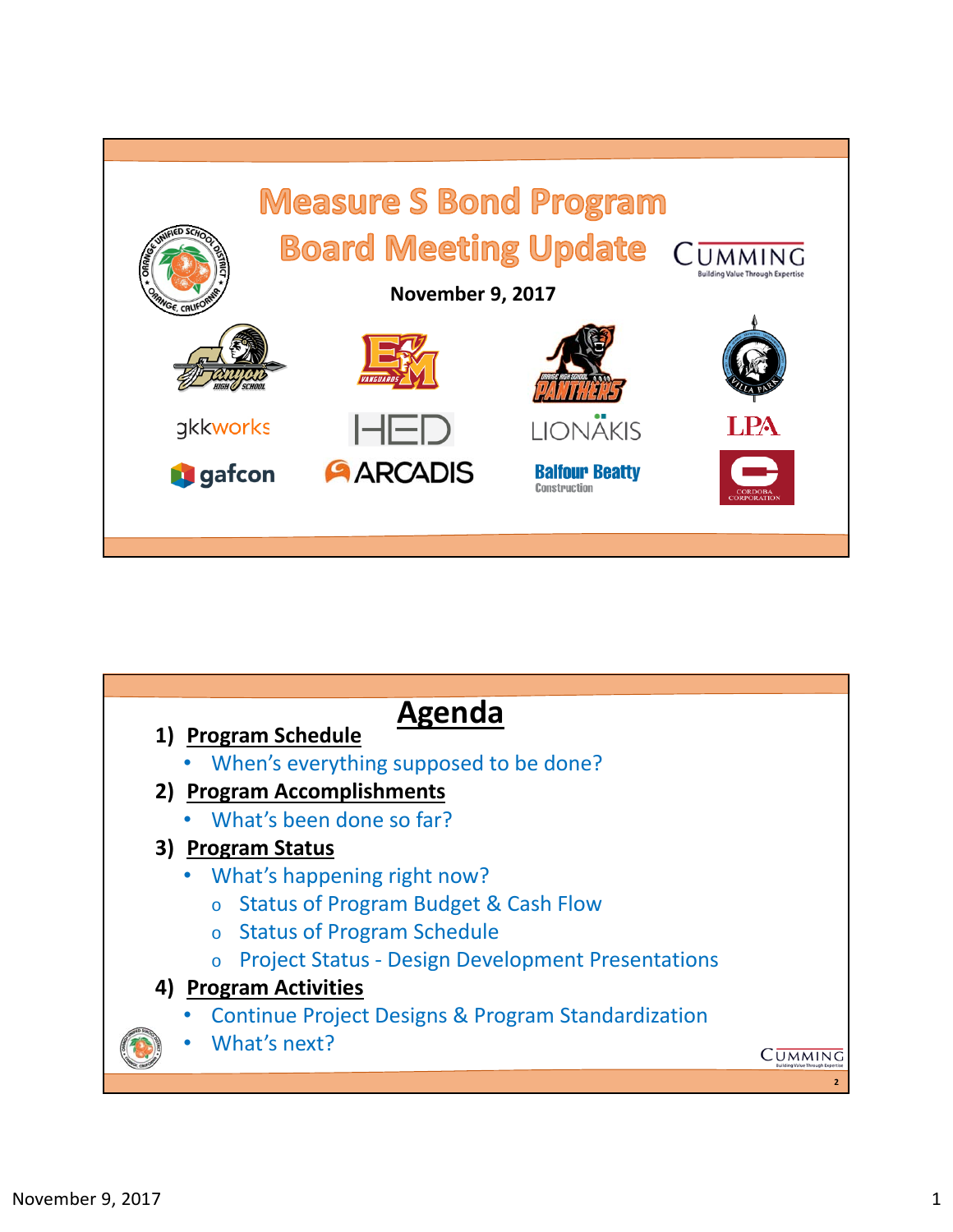# Measure S Bond Program Board Meeting Update

**November 9, 2017**

gkkworks HED LIONAKIS LPA

gafcon ARCADIS Balfour Beatty Construction CORDOBA CORPORATION

## Agenda

1) **Program Schedule**
   - When's everything supposed to be done?
2) **Program Accomplishments**
   - What's been done so far?
3) **Program Status**
   - What's happening right now?
     - Status of Program Budget & Cash Flow
     - Status of Program Schedule
     - Project Status - Design Development Presentations
4) **Program Activities**
   - Continue Project Designs & Program Standardization
   - What's next?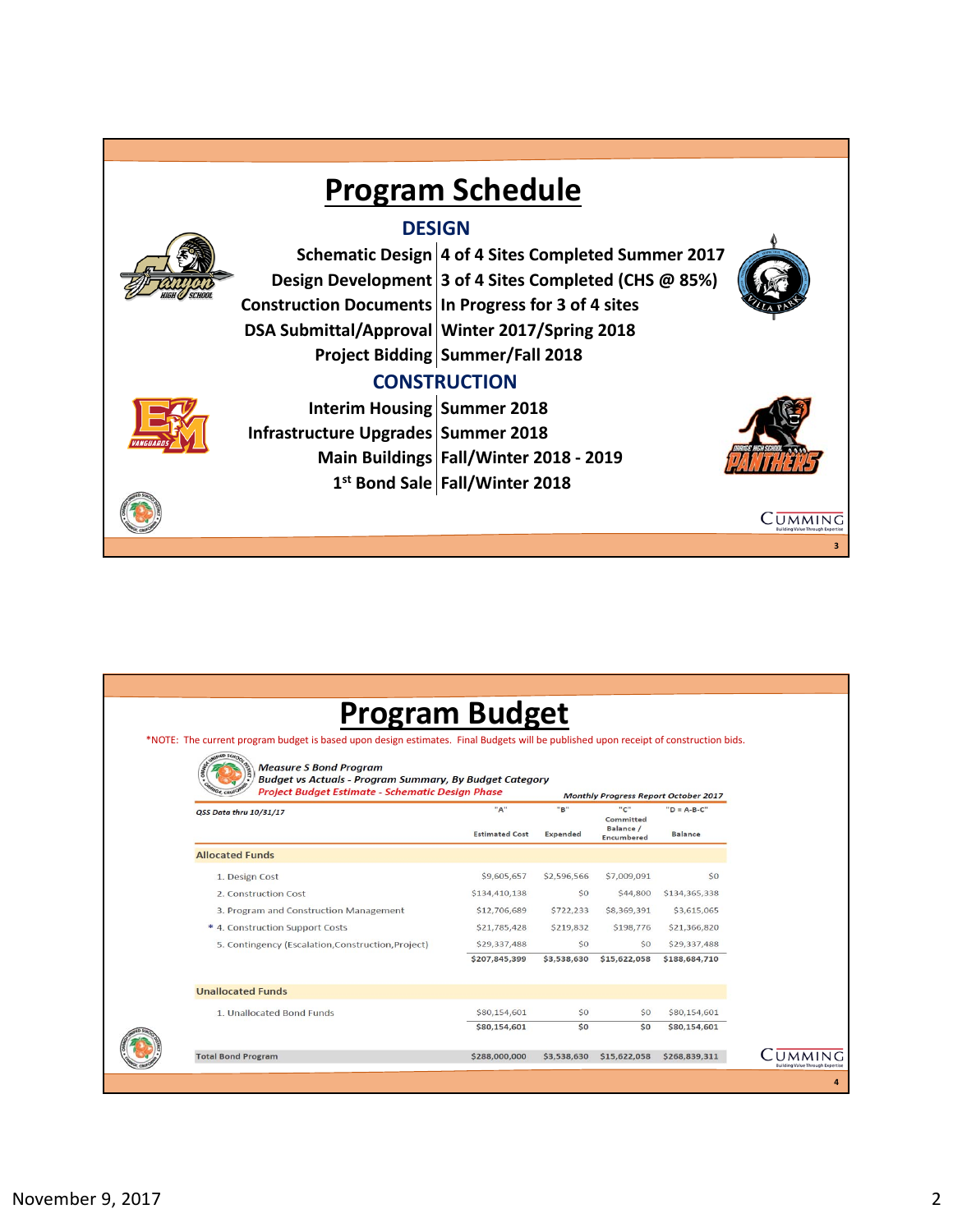# Program Schedule

## DESIGN

| | |
|---|---|
| Schematic Design | 4 of 4 Sites Completed Summer 2017 |
| Design Development | 3 of 4 Sites Completed (CHS @ 85%) |
| Construction Documents | In Progress for 3 of 4 sites |
| DSA Submittal/Approval | Winter 2017/Spring 2018 |
| Project Bidding | Summer/Fall 2018 |

## CONSTRUCTION

| | |
|---|---|
| Interim Housing | Summer 2018 |
| Infrastructure Upgrades | Summer 2018 |
| Main Buildings | Fall/Winter 2018 - 2019 |
| 1st Bond Sale | Fall/Winter 2018 |

# Program Budget

*NOTE: The current program budget is based upon design estimates. Final Budgets will be published upon receipt of construction bids.

***Measure S Bond Program***
***Budget vs Actuals - Program Summary, By Budget Category***
***Project Budget Estimate - Schematic Design Phase***

***Monthly Progress Report October 2017***

| *QSS Data thru 10/31/17* | "A" Estimated Cost | "B" Expended | "C" Committed Balance / Encumbered | "D = A-B-C" Balance |
|---|---|---|---|---|
| **Allocated Funds** | | | | |
| 1. Design Cost | $9,605,657 | $2,596,566 | $7,009,091 | $0 |
| 2. Construction Cost | $134,410,138 | $0 | $44,800 | $134,365,338 |
| 3. Program and Construction Management | $12,706,689 | $722,233 | $8,369,391 | $3,615,065 |
| * 4. Construction Support Costs | $21,785,428 | $219,832 | $198,776 | $21,366,820 |
| 5. Contingency (Escalation,Construction,Project) | $29,337,488 | $0 | $0 | $29,337,488 |
| | $207,845,399 | $3,538,630 | $15,622,058 | $188,684,710 |
| **Unallocated Funds** | | | | |
| 1. Unallocated Bond Funds | $80,154,601 | $0 | $0 | $80,154,601 |
| | $80,154,601 | $0 | $0 | $80,154,601 |
| **Total Bond Program** | $288,000,000 | $3,538,630 | $15,622,058 | $268,839,311 |

November 9, 2017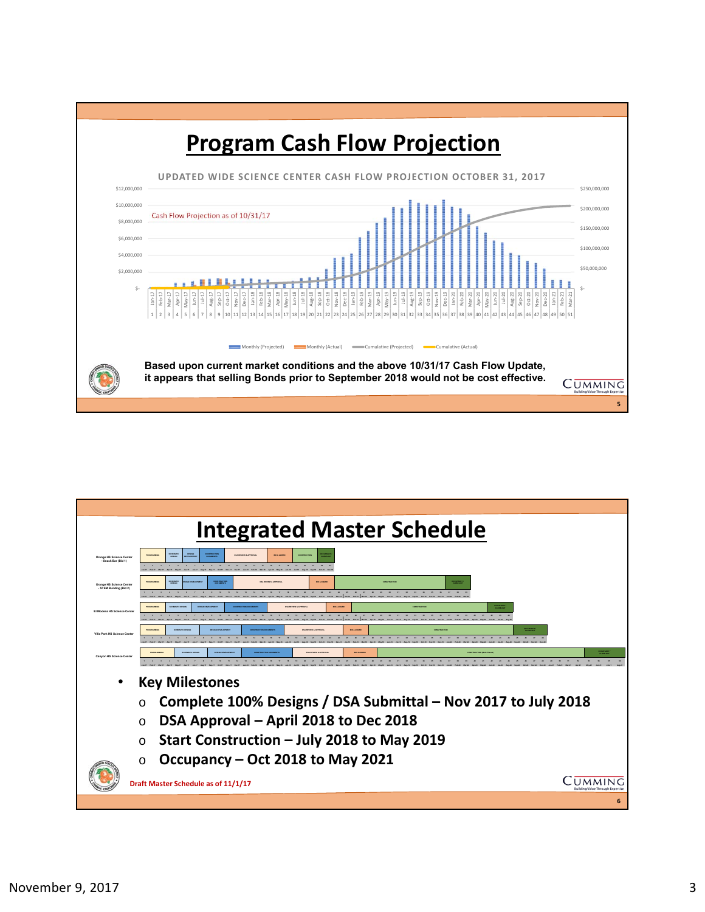# Program Cash Flow Projection

UPDATED WIDE SCIENCE CENTER CASH FLOW PROJECTION OCTOBER 31, 2017

Cash Flow Projection as of 10/31/17

Monthly (Projected) | Monthly (Actual) | Cumulative (Projected) | Cumulative (Actual)

**Based upon current market conditions and the above 10/31/17 Cash Flow Update, it appears that selling Bonds prior to September 2018 would not be cost effective.**

CUMMING

# Integrated Master Schedule

- Orange HS Science Center - Snack Bar (Bid 1)
- Orange HS Science Center - STEM Building (Bid 2)
- El Modena HS Science Center
- Villa Park HS Science Center
- Canyon HS Science Center

- **Key Milestones**
  - **Complete 100% Designs / DSA Submittal – Nov 2017 to July 2018**
  - **DSA Approval – April 2018 to Dec 2018**
  - **Start Construction – July 2018 to May 2019**
  - **Occupancy – Oct 2018 to May 2021**

Draft Master Schedule as of 11/1/17

CUMMING

November 9, 2017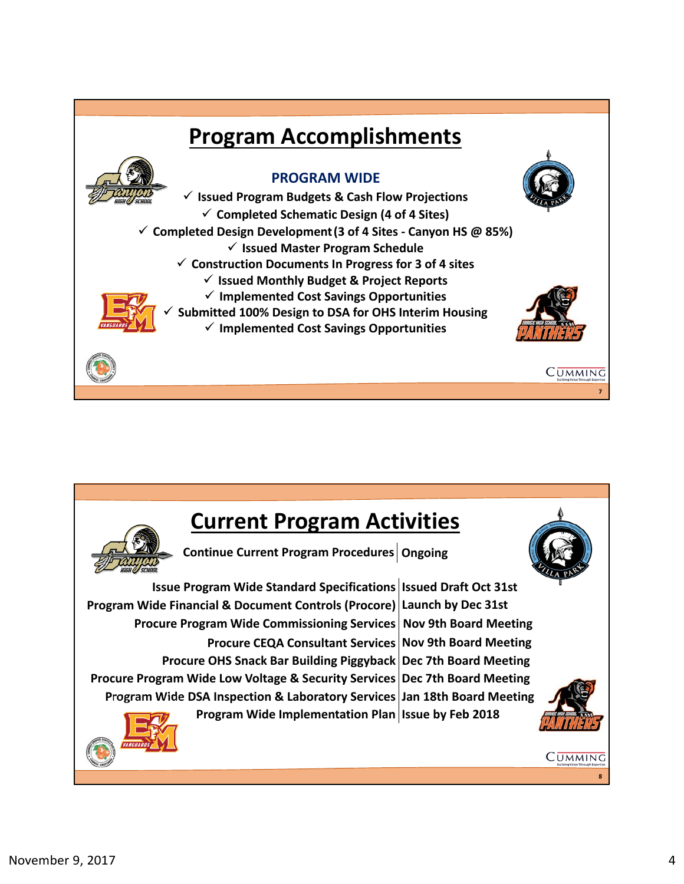## Program Accomplishments

### PROGRAM WIDE

- ✓ Issued Program Budgets & Cash Flow Projections
- ✓ Completed Schematic Design (4 of 4 Sites)
- ✓ Completed Design Development (3 of 4 Sites - Canyon HS @ 85%)
- ✓ Issued Master Program Schedule
- ✓ Construction Documents In Progress for 3 of 4 sites
- ✓ Issued Monthly Budget & Project Reports
- ✓ Implemented Cost Savings Opportunities
- ✓ Submitted 100% Design to DSA for OHS Interim Housing
- ✓ Implemented Cost Savings Opportunities

## Current Program Activities

| Activity | Status |
|---|---|
| Continue Current Program Procedures | Ongoing |
| Issue Program Wide Standard Specifications | Issued Draft Oct 31st |
| Program Wide Financial & Document Controls (Procore) | Launch by Dec 31st |
| Procure Program Wide Commissioning Services | Nov 9th Board Meeting |
| Procure CEQA Consultant Services | Nov 9th Board Meeting |
| Procure OHS Snack Bar Building Piggyback | Dec 7th Board Meeting |
| Procure Program Wide Low Voltage & Security Services | Dec 7th Board Meeting |
| Program Wide DSA Inspection & Laboratory Services | Jan 18th Board Meeting |
| Program Wide Implementation Plan | Issue by Feb 2018 |

November 9, 2017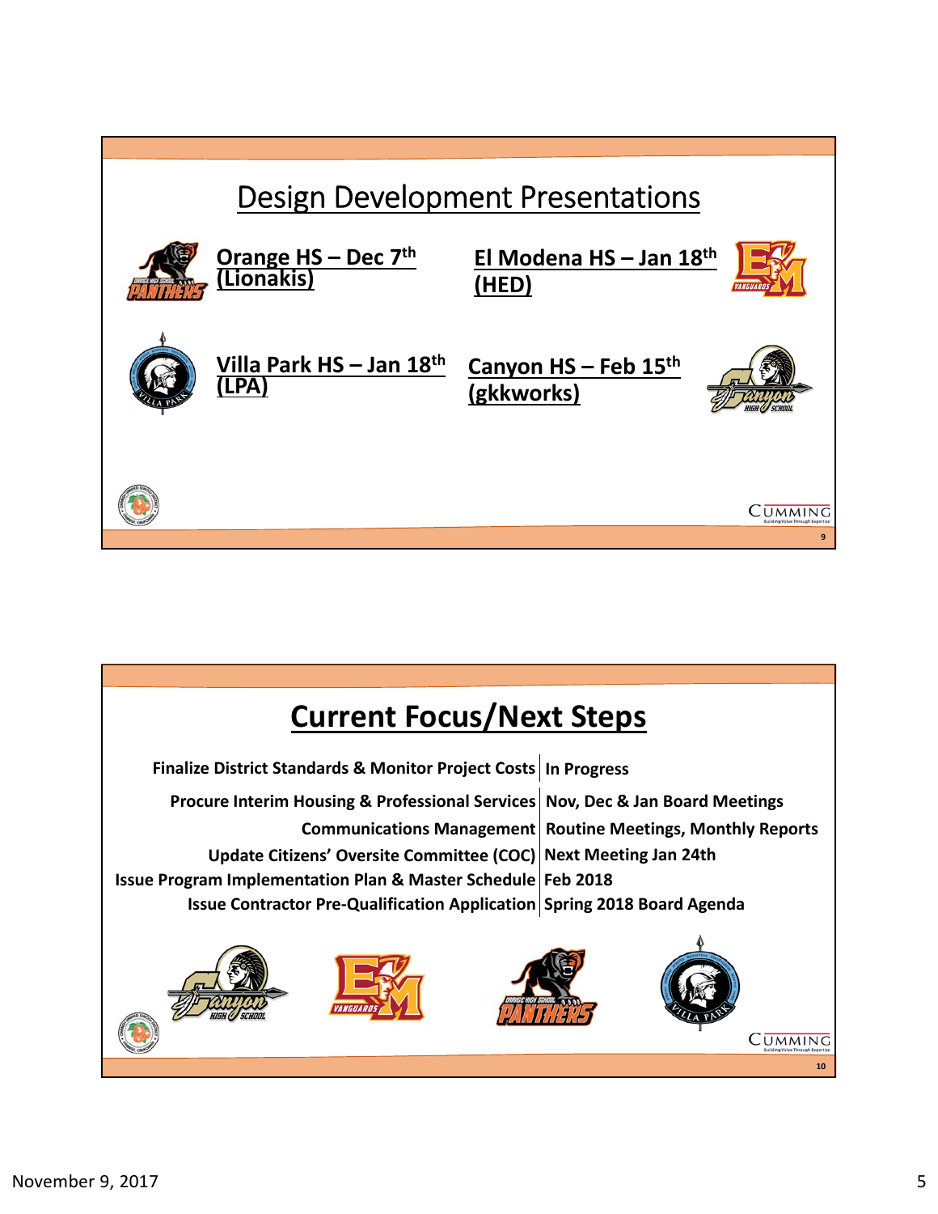# Design Development Presentations

**Orange HS – Dec 7th (Lionakis)**

**El Modena HS – Jan 18th (HED)**

**Villa Park HS – Jan 18th (LPA)**

**Canyon HS – Feb 15th (gkkworks)**

# Current Focus/Next Steps

| | |
|---|---|
| **Finalize District Standards & Monitor Project Costs** | **In Progress** |
| **Procure Interim Housing & Professional Services** | **Nov, Dec & Jan Board Meetings** |
| **Communications Management** | **Routine Meetings, Monthly Reports** |
| **Update Citizens' Oversite Committee (COC)** | **Next Meeting Jan 24th** |
| **Issue Program Implementation Plan & Master Schedule** | **Feb 2018** |
| **Issue Contractor Pre-Qualification Application** | **Spring 2018 Board Agenda** |

November 9, 2017